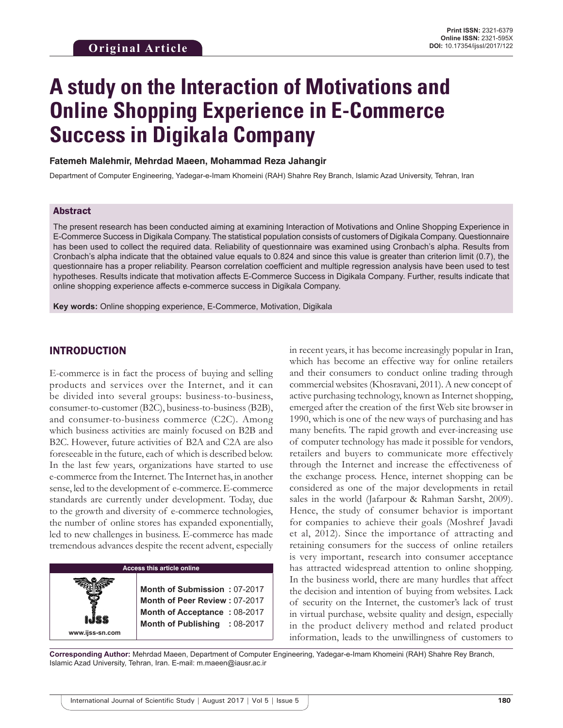Original Article

Print ISSN: 2321-6379
Online ISSN: 2321-595X
DOI: 10.17354/ijssI/2017/122

# A study on the Interaction of Motivations and Online Shopping Experience in E-Commerce Success in Digikala Company

**Fatemeh Malehmir, Mehrdad Maeen, Mohammad Reza Jahangir**

Department of Computer Engineering, Yadegar-e-Imam Khomeini (RAH) Shahre Rey Branch, Islamic Azad University, Tehran, Iran

## Abstract

The present research has been conducted aiming at examining Interaction of Motivations and Online Shopping Experience in E-Commerce Success in Digikala Company. The statistical population consists of customers of Digikala Company. Questionnaire has been used to collect the required data. Reliability of questionnaire was examined using Cronbach's alpha. Results from Cronbach's alpha indicate that the obtained value equals to 0.824 and since this value is greater than criterion limit (0.7), the questionnaire has a proper reliability. Pearson correlation coefficient and multiple regression analysis have been used to test hypotheses. Results indicate that motivation affects E-Commerce Success in Digikala Company. Further, results indicate that online shopping experience affects e-commerce success in Digikala Company.

**Key words:** Online shopping experience, E-Commerce, Motivation, Digikala

## INTRODUCTION

E-commerce is in fact the process of buying and selling products and services over the Internet, and it can be divided into several groups: business-to-business, consumer-to-customer (B2C), business-to-business (B2B), and consumer-to-business commerce (C2C). Among which business activities are mainly focused on B2B and B2C. However, future activities of B2A and C2A are also foreseeable in the future, each of which is described below. In the last few years, organizations have started to use e-commerce from the Internet. The Internet has, in another sense, led to the development of e-commerce. E-commerce standards are currently under development. Today, due to the growth and diversity of e-commerce technologies, the number of online stores has expanded exponentially, led to new challenges in business. E-commerce has made tremendous advances despite the recent advent, especially in recent years, it has become increasingly popular in Iran, which has become an effective way for online retailers and their consumers to conduct online trading through commercial websites (Khosravani, 2011). A new concept of active purchasing technology, known as Internet shopping, emerged after the creation of the first Web site browser in 1990, which is one of the new ways of purchasing and has many benefits. The rapid growth and ever-increasing use of computer technology has made it possible for vendors, retailers and buyers to communicate more effectively through the Internet and increase the effectiveness of the exchange process. Hence, internet shopping can be considered as one of the major developments in retail sales in the world (Jafarpour & Rahman Sarsht, 2009). Hence, the study of consumer behavior is important for companies to achieve their goals (Moshref Javadi et al, 2012). Since the importance of attracting and retaining consumers for the success of online retailers is very important, research into consumer acceptance has attracted widespread attention to online shopping. In the business world, there are many hurdles that affect the decision and intention of buying from websites. Lack of security on the Internet, the customer's lack of trust in virtual purchase, website quality and design, especially in the product delivery method and related product information, leads to the unwillingness of customers to

**Access this article online**

www.ijss-sn.com

Month of Submission : 07-2017
Month of Peer Review : 07-2017
Month of Acceptance : 08-2017
Month of Publishing : 08-2017

**Corresponding Author:** Mehrdad Maeen, Department of Computer Engineering, Yadegar-e-Imam Khomeini (RAH) Shahre Rey Branch, Islamic Azad University, Tehran, Iran. E-mail: m.maeen@iausr.ac.ir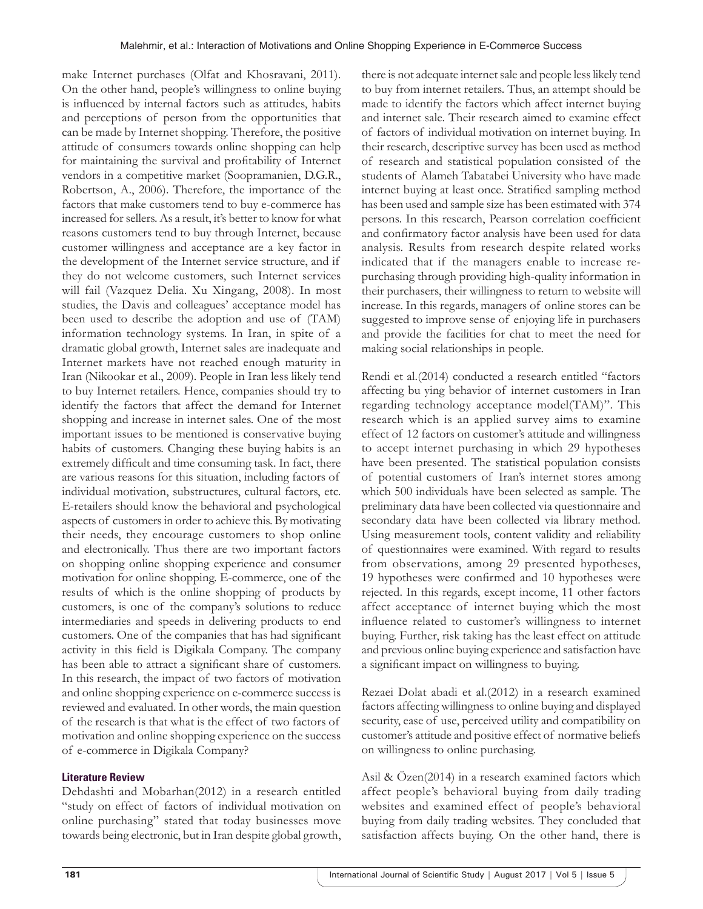make Internet purchases (Olfat and Khosravani, 2011). On the other hand, people's willingness to online buying is influenced by internal factors such as attitudes, habits and perceptions of person from the opportunities that can be made by Internet shopping. Therefore, the positive attitude of consumers towards online shopping can help for maintaining the survival and profitability of Internet vendors in a competitive market (Soopramanien, D.G.R., Robertson, A., 2006). Therefore, the importance of the factors that make customers tend to buy e-commerce has increased for sellers. As a result, it's better to know for what reasons customers tend to buy through Internet, because customer willingness and acceptance are a key factor in the development of the Internet service structure, and if they do not welcome customers, such Internet services will fail (Vazquez Delia. Xu Xingang, 2008). In most studies, the Davis and colleagues' acceptance model has been used to describe the adoption and use of (TAM) information technology systems. In Iran, in spite of a dramatic global growth, Internet sales are inadequate and Internet markets have not reached enough maturity in Iran (Nikookar et al., 2009). People in Iran less likely tend to buy Internet retailers. Hence, companies should try to identify the factors that affect the demand for Internet shopping and increase in internet sales. One of the most important issues to be mentioned is conservative buying habits of customers. Changing these buying habits is an extremely difficult and time consuming task. In fact, there are various reasons for this situation, including factors of individual motivation, substructures, cultural factors, etc. E-retailers should know the behavioral and psychological aspects of customers in order to achieve this. By motivating their needs, they encourage customers to shop online and electronically. Thus there are two important factors on shopping online shopping experience and consumer motivation for online shopping. E-commerce, one of the results of which is the online shopping of products by customers, is one of the company's solutions to reduce intermediaries and speeds in delivering products to end customers. One of the companies that has had significant activity in this field is Digikala Company. The company has been able to attract a significant share of customers. In this research, the impact of two factors of motivation and online shopping experience on e-commerce success is reviewed and evaluated. In other words, the main question of the research is that what is the effect of two factors of motivation and online shopping experience on the success of e-commerce in Digikala Company?

## Literature Review

Dehdashti and Mobarhan(2012) in a research entitled "study on effect of factors of individual motivation on online purchasing" stated that today businesses move towards being electronic, but in Iran despite global growth, there is not adequate internet sale and people less likely tend to buy from internet retailers. Thus, an attempt should be made to identify the factors which affect internet buying and internet sale. Their research aimed to examine effect of factors of individual motivation on internet buying. In their research, descriptive survey has been used as method of research and statistical population consisted of the students of Alameh Tabatabei University who have made internet buying at least once. Stratified sampling method has been used and sample size has been estimated with 374 persons. In this research, Pearson correlation coefficient and confirmatory factor analysis have been used for data analysis. Results from research despite related works indicated that if the managers enable to increase re-purchasing through providing high-quality information in their purchasers, their willingness to return to website will increase. In this regards, managers of online stores can be suggested to improve sense of enjoying life in purchasers and provide the facilities for chat to meet the need for making social relationships in people.

Rendi et al.(2014) conducted a research entitled "factors affecting bu ying behavior of internet customers in Iran regarding technology acceptance model(TAM)". This research which is an applied survey aims to examine effect of 12 factors on customer's attitude and willingness to accept internet purchasing in which 29 hypotheses have been presented. The statistical population consists of potential customers of Iran's internet stores among which 500 individuals have been selected as sample. The preliminary data have been collected via questionnaire and secondary data have been collected via library method. Using measurement tools, content validity and reliability of questionnaires were examined. With regard to results from observations, among 29 presented hypotheses, 19 hypotheses were confirmed and 10 hypotheses were rejected. In this regards, except income, 11 other factors affect acceptance of internet buying which the most influence related to customer's willingness to internet buying. Further, risk taking has the least effect on attitude and previous online buying experience and satisfaction have a significant impact on willingness to buying.

Rezaei Dolat abadi et al.(2012) in a research examined factors affecting willingness to online buying and displayed security, ease of use, perceived utility and compatibility on customer's attitude and positive effect of normative beliefs on willingness to online purchasing.

Asil & Özen(2014) in a research examined factors which affect people's behavioral buying from daily trading websites and examined effect of people's behavioral buying from daily trading websites. They concluded that satisfaction affects buying. On the other hand, there is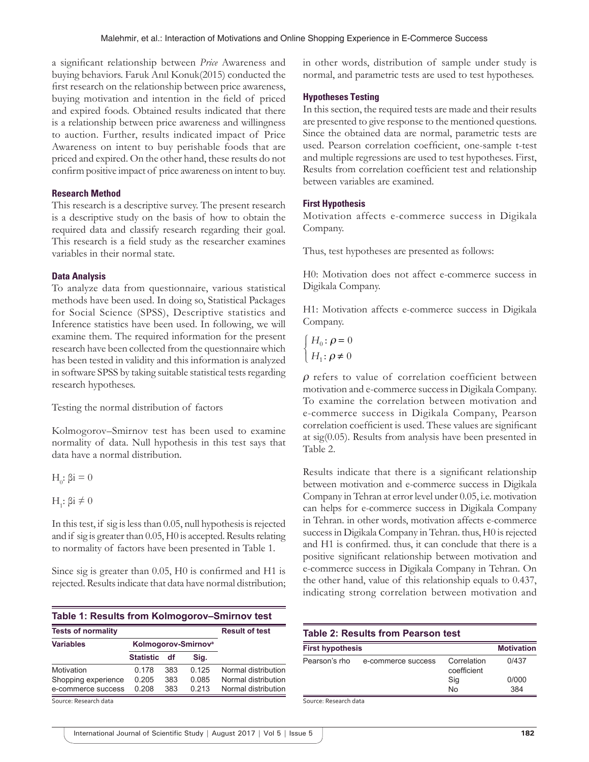a significant relationship between *Price* Awareness and buying behaviors. Faruk Anıl Konuk(2015) conducted the first research on the relationship between price awareness, buying motivation and intention in the field of priced and expired foods. Obtained results indicated that there is a relationship between price awareness and willingness to auction. Further, results indicated impact of Price Awareness on intent to buy perishable foods that are priced and expired. On the other hand, these results do not confirm positive impact of price awareness on intent to buy.

### Research Method

This research is a descriptive survey. The present research is a descriptive study on the basis of how to obtain the required data and classify research regarding their goal. This research is a field study as the researcher examines variables in their normal state.

### Data Analysis

To analyze data from questionnaire, various statistical methods have been used. In doing so, Statistical Packages for Social Science (SPSS), Descriptive statistics and Inference statistics have been used. In following, we will examine them. The required information for the present research have been collected from the questionnaire which has been tested in validity and this information is analyzed in software SPSS by taking suitable statistical tests regarding research hypotheses.

Testing the normal distribution of factors

Kolmogorov–Smirnov test has been used to examine normality of data. Null hypothesis in this test says that data have a normal distribution.

$H_0$: $\beta i = 0$

$H_1$: $\beta i \neq 0$

In this test, if sig is less than 0.05, null hypothesis is rejected and if sig is greater than 0.05, H0 is accepted. Results relating to normality of factors have been presented in Table 1.

Since sig is greater than 0.05, H0 is confirmed and H1 is rejected. Results indicate that data have normal distribution; in other words, distribution of sample under study is normal, and parametric tests are used to test hypotheses.

**Table 1: Results from Kolmogorov–Smirnov test**

| Tests of normality | | | | Result of test |
|---|---|---|---|---|
| Variables | Kolmogorov-Smirnov[a] | | | |
| | Statistic | df | Sig. | |
| Motivation | 0.178 | 383 | 0.125 | Normal distribution |
| Shopping experience | 0.205 | 383 | 0.085 | Normal distribution |
| e-commerce success | 0.208 | 383 | 0.213 | Normal distribution |

Source: Research data

### Hypotheses Testing

In this section, the required tests are made and their results are presented to give response to the mentioned questions. Since the obtained data are normal, parametric tests are used. Pearson correlation coefficient, one-sample t-test and multiple regressions are used to test hypotheses. First, Results from correlation coefficient test and relationship between variables are examined.

### First Hypothesis

Motivation affects e-commerce success in Digikala Company.

Thus, test hypotheses are presented as follows:

H0: Motivation does not affect e-commerce success in Digikala Company.

H1: Motivation affects e-commerce success in Digikala Company.

$$\begin{cases} H_0: \rho = 0 \\ H_1: \rho \neq 0 \end{cases}$$

$\rho$ refers to value of correlation coefficient between motivation and e-commerce success in Digikala Company. To examine the correlation between motivation and e-commerce success in Digikala Company, Pearson correlation coefficient is used. These values are significant at sig(0.05). Results from analysis have been presented in Table 2.

Results indicate that there is a significant relationship between motivation and e-commerce success in Digikala Company in Tehran at error level under 0.05, i.e. motivation can helps for e-commerce success in Digikala Company in Tehran. in other words, motivation affects e-commerce success in Digikala Company in Tehran. thus, H0 is rejected and H1 is confirmed. thus, it can conclude that there is a positive significant relationship between motivation and e-commerce success in Digikala Company in Tehran. On the other hand, value of this relationship equals to 0.437, indicating strong correlation between motivation and

**Table 2: Results from Pearson test**

| First hypothesis | | | Motivation |
|---|---|---|---|
| Pearson's rho | e-commerce success | Correlation coefficient | 0/437 |
| | | Sig | 0/000 |
| | | No | 384 |

Source: Research data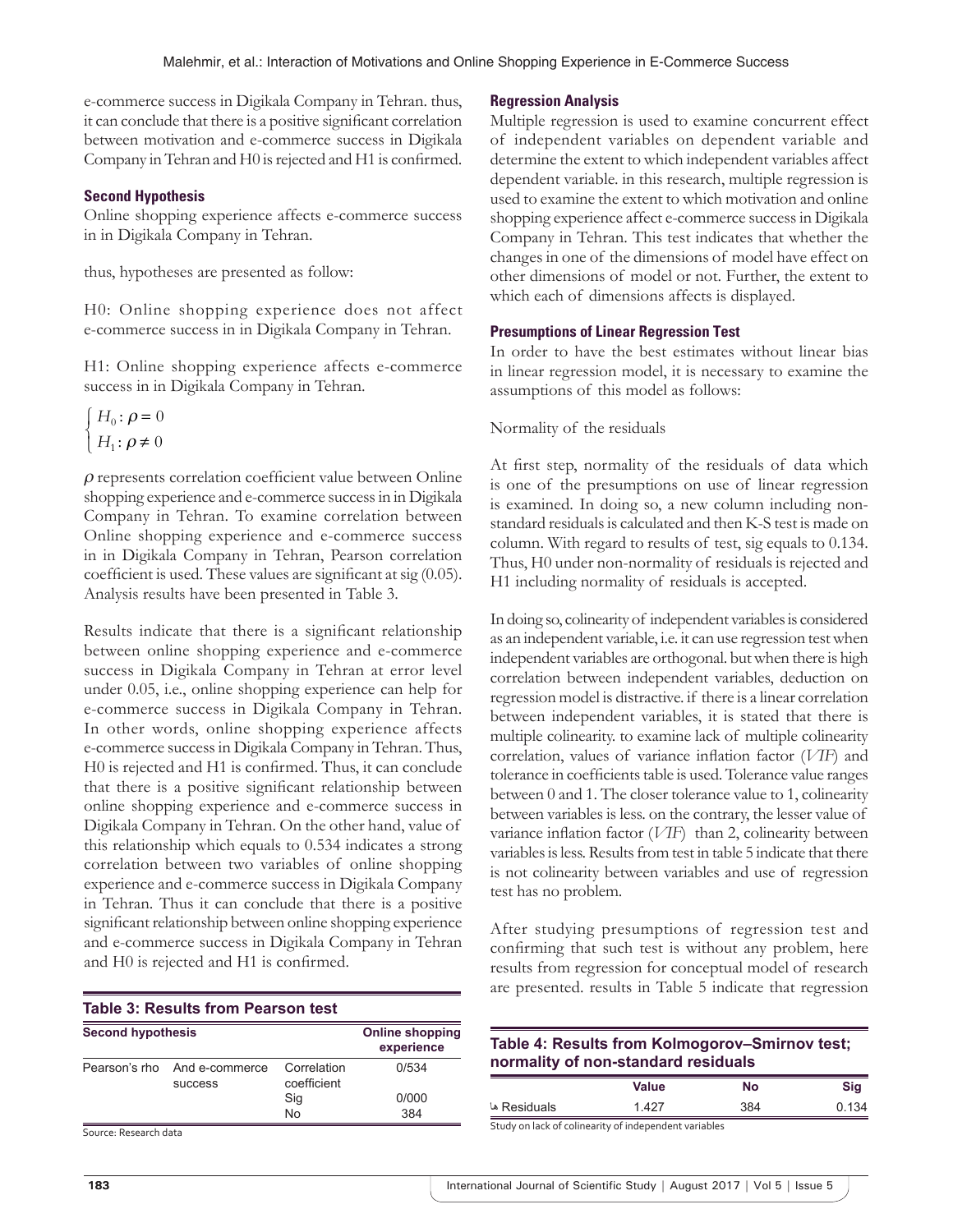e-commerce success in Digikala Company in Tehran. thus, it can conclude that there is a positive significant correlation between motivation and e-commerce success in Digikala Company in Tehran and H0 is rejected and H1 is confirmed.

### Second Hypothesis

Online shopping experience affects e-commerce success in in Digikala Company in Tehran.

thus, hypotheses are presented as follow:

H0: Online shopping experience does not affect e-commerce success in in Digikala Company in Tehran.

H1: Online shopping experience affects e-commerce success in in Digikala Company in Tehran.

$$\begin{cases} H_0: \rho = 0 \\ H_1: \rho \neq 0 \end{cases}$$

$\rho$ represents correlation coefficient value between Online shopping experience and e-commerce success in in Digikala Company in Tehran. To examine correlation between Online shopping experience and e-commerce success in in Digikala Company in Tehran, Pearson correlation coefficient is used. These values are significant at sig (0.05). Analysis results have been presented in Table 3.

Results indicate that there is a significant relationship between online shopping experience and e-commerce success in Digikala Company in Tehran at error level under 0.05, i.e., online shopping experience can help for e-commerce success in Digikala Company in Tehran. In other words, online shopping experience affects e-commerce success in Digikala Company in Tehran. Thus, H0 is rejected and H1 is confirmed. Thus, it can conclude that there is a positive significant relationship between online shopping experience and e-commerce success in Digikala Company in Tehran. On the other hand, value of this relationship which equals to 0.534 indicates a strong correlation between two variables of online shopping experience and e-commerce success in Digikala Company in Tehran. Thus it can conclude that there is a positive significant relationship between online shopping experience and e-commerce success in Digikala Company in Tehran and H0 is rejected and H1 is confirmed.

**Table 3: Results from Pearson test**

| Second hypothesis | | | Online shopping experience |
|---|---|---|---|
| Pearson's rho | And e-commerce success | Correlation coefficient | 0/534 |
| | | Sig | 0/000 |
| | | No | 384 |

Source: Research data

### Regression Analysis

Multiple regression is used to examine concurrent effect of independent variables on dependent variable and determine the extent to which independent variables affect dependent variable. in this research, multiple regression is used to examine the extent to which motivation and online shopping experience affect e-commerce success in Digikala Company in Tehran. This test indicates that whether the changes in one of the dimensions of model have effect on other dimensions of model or not. Further, the extent to which each of dimensions affects is displayed.

### Presumptions of Linear Regression Test

In order to have the best estimates without linear bias in linear regression model, it is necessary to examine the assumptions of this model as follows:

Normality of the residuals

At first step, normality of the residuals of data which is one of the presumptions on use of linear regression is examined. In doing so, a new column including non-standard residuals is calculated and then K-S test is made on column. With regard to results of test, sig equals to 0.134. Thus, H0 under non-normality of residuals is rejected and H1 including normality of residuals is accepted.

**Table 4: Results from Kolmogorov–Smirnov test; normality of non-standard residuals**

| | Value | No | Sig |
|---|---|---|---|
| ها Residuals | 1.427 | 384 | 0.134 |

Study on lack of colinearity of independent variables

In doing so, colinearity of independent variables is considered as an independent variable, i.e. it can use regression test when independent variables are orthogonal. but when there is high correlation between independent variables, deduction on regression model is distractive. if there is a linear correlation between independent variables, it is stated that there is multiple colinearity. to examine lack of multiple colinearity correlation, values of variance inflation factor (*VIF*) and tolerance in coefficients table is used. Tolerance value ranges between 0 and 1. The closer tolerance value to 1, colinearity between variables is less. on the contrary, the lesser value of variance inflation factor (*VIF*) than 2, colinearity between variables is less. Results from test in table 5 indicate that there is not colinearity between variables and use of regression test has no problem.

After studying presumptions of regression test and confirming that such test is without any problem, here results from regression for conceptual model of research are presented. results in Table 5 indicate that regression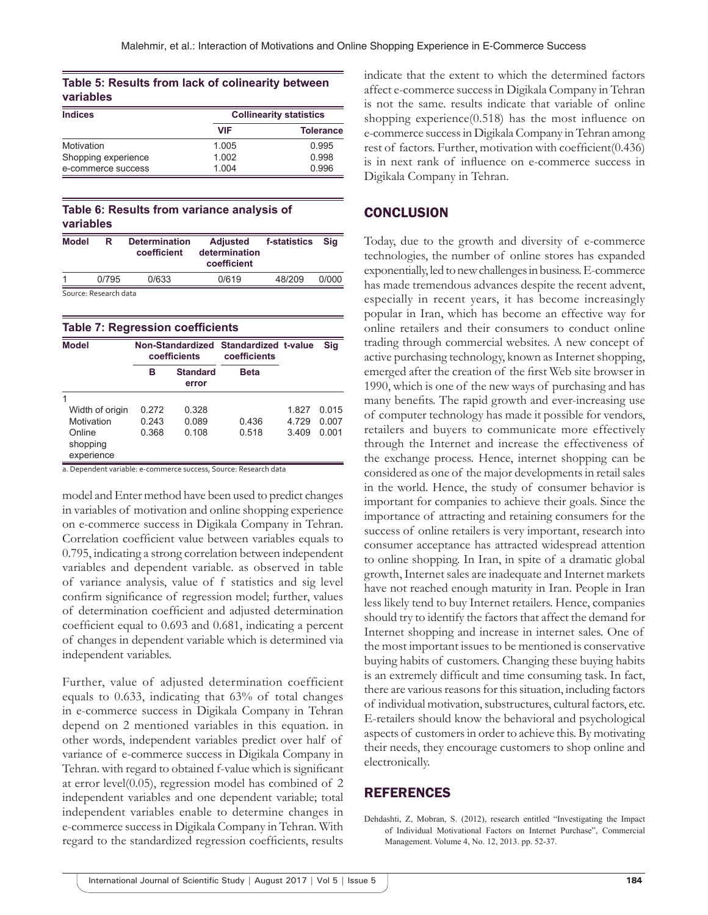**Table 5: Results from lack of colinearity between variables**

| Indices | Collinearity statistics | |
|---|---|---|
| | VIF | Tolerance |
| Motivation | 1.005 | 0.995 |
| Shopping experience | 1.002 | 0.998 |
| e-commerce success | 1.004 | 0.996 |

**Table 6: Results from variance analysis of variables**

| Model | R | Determination coefficient | Adjusted determination coefficient | f-statistics | Sig |
|---|---|---|---|---|---|
| 1 | 0/795 | 0/633 | 0/619 | 48/209 | 0/000 |

Source: Research data

**Table 7: Regression coefficients**

| Model | Non-Standardized coefficients | | Standardized coefficients | t-value | Sig |
|---|---|---|---|---|---|
| | B | Standard error | Beta | | |
| 1 | | | | | |
| Width of origin | 0.272 | 0.328 | | 1.827 | 0.015 |
| Motivation | 0.243 | 0.089 | 0.436 | 4.729 | 0.007 |
| Online shopping experience | 0.368 | 0.108 | 0.518 | 3.409 | 0.001 |

a. Dependent variable: e-commerce success, Source: Research data

model and Enter method have been used to predict changes in variables of motivation and online shopping experience on e-commerce success in Digikala Company in Tehran. Correlation coefficient value between variables equals to 0.795, indicating a strong correlation between independent variables and dependent variable. as observed in table of variance analysis, value of f statistics and sig level confirm significance of regression model; further, values of determination coefficient and adjusted determination coefficient equal to 0.693 and 0.681, indicating a percent of changes in dependent variable which is determined via independent variables.

Further, value of adjusted determination coefficient equals to 0.633, indicating that 63% of total changes in e-commerce success in Digikala Company in Tehran depend on 2 mentioned variables in this equation. in other words, independent variables predict over half of variance of e-commerce success in Digikala Company in Tehran. with regard to obtained f-value which is significant at error level(0.05), regression model has combined of 2 independent variables and one dependent variable; total independent variables enable to determine changes in e-commerce success in Digikala Company in Tehran. With regard to the standardized regression coefficients, results indicate that the extent to which the determined factors affect e-commerce success in Digikala Company in Tehran is not the same. results indicate that variable of online shopping experience(0.518) has the most influence on e-commerce success in Digikala Company in Tehran among rest of factors. Further, motivation with coefficient(0.436) is in next rank of influence on e-commerce success in Digikala Company in Tehran.

## CONCLUSION

Today, due to the growth and diversity of e-commerce technologies, the number of online stores has expanded exponentially, led to new challenges in business. E-commerce has made tremendous advances despite the recent advent, especially in recent years, it has become increasingly popular in Iran, which has become an effective way for online retailers and their consumers to conduct online trading through commercial websites. A new concept of active purchasing technology, known as Internet shopping, emerged after the creation of the first Web site browser in 1990, which is one of the new ways of purchasing and has many benefits. The rapid growth and ever-increasing use of computer technology has made it possible for vendors, retailers and buyers to communicate more effectively through the Internet and increase the effectiveness of the exchange process. Hence, internet shopping can be considered as one of the major developments in retail sales in the world. Hence, the study of consumer behavior is important for companies to achieve their goals. Since the importance of attracting and retaining consumers for the success of online retailers is very important, research into consumer acceptance has attracted widespread attention to online shopping. In Iran, in spite of a dramatic global growth, Internet sales are inadequate and Internet markets have not reached enough maturity in Iran. People in Iran less likely tend to buy Internet retailers. Hence, companies should try to identify the factors that affect the demand for Internet shopping and increase in internet sales. One of the most important issues to be mentioned is conservative buying habits of customers. Changing these buying habits is an extremely difficult and time consuming task. In fact, there are various reasons for this situation, including factors of individual motivation, substructures, cultural factors, etc. E-retailers should know the behavioral and psychological aspects of customers in order to achieve this. By motivating their needs, they encourage customers to shop online and electronically.

## REFERENCES

Dehdashti, Z, Mobran, S. (2012), research entitled "Investigating the Impact of Individual Motivational Factors on Internet Purchase", Commercial Management. Volume 4, No. 12, 2013. pp. 52-37.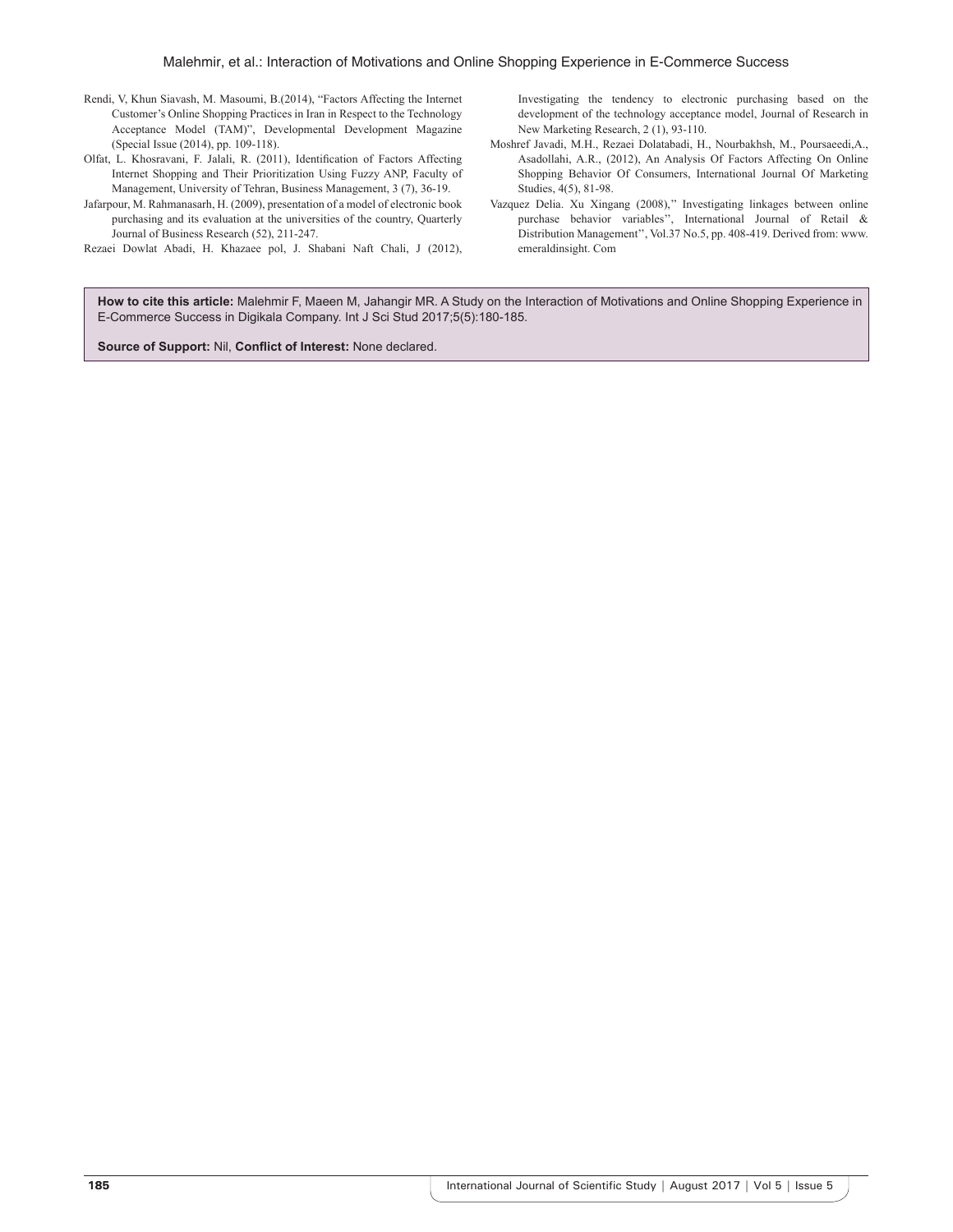Rendi, V, Khun Siavash, M. Masoumi, B.(2014), "Factors Affecting the Internet Customer's Online Shopping Practices in Iran in Respect to the Technology Acceptance Model (TAM)", Developmental Development Magazine (Special Issue (2014), pp. 109-118).

Olfat, L. Khosravani, F. Jalali, R. (2011), Identification of Factors Affecting Internet Shopping and Their Prioritization Using Fuzzy ANP, Faculty of Management, University of Tehran, Business Management, 3 (7), 36-19.

Jafarpour, M. Rahmanasarh, H. (2009), presentation of a model of electronic book purchasing and its evaluation at the universities of the country, Quarterly Journal of Business Research (52), 211-247.

Rezaei Dowlat Abadi, H. Khazaee pol, J. Shabani Naft Chali, J (2012), Investigating the tendency to electronic purchasing based on the development of the technology acceptance model, Journal of Research in New Marketing Research, 2 (1), 93-110.

Moshref Javadi, M.H., Rezaei Dolatabadi, H., Nourbakhsh, M., Poursaeedi,A., Asadollahi, A.R., (2012), An Analysis Of Factors Affecting On Online Shopping Behavior Of Consumers, International Journal Of Marketing Studies, 4(5), 81-98.

Vazquez Delia. Xu Xingang (2008)," Investigating linkages between online purchase behavior variables", International Journal of Retail & Distribution Management", Vol.37 No.5, pp. 408-419. Derived from: www.emeraldinsight. Com

**How to cite this article:** Malehmir F, Maeen M, Jahangir MR. A Study on the Interaction of Motivations and Online Shopping Experience in E-Commerce Success in Digikala Company. Int J Sci Stud 2017;5(5):180-185.

**Source of Support:** Nil, **Conflict of Interest:** None declared.